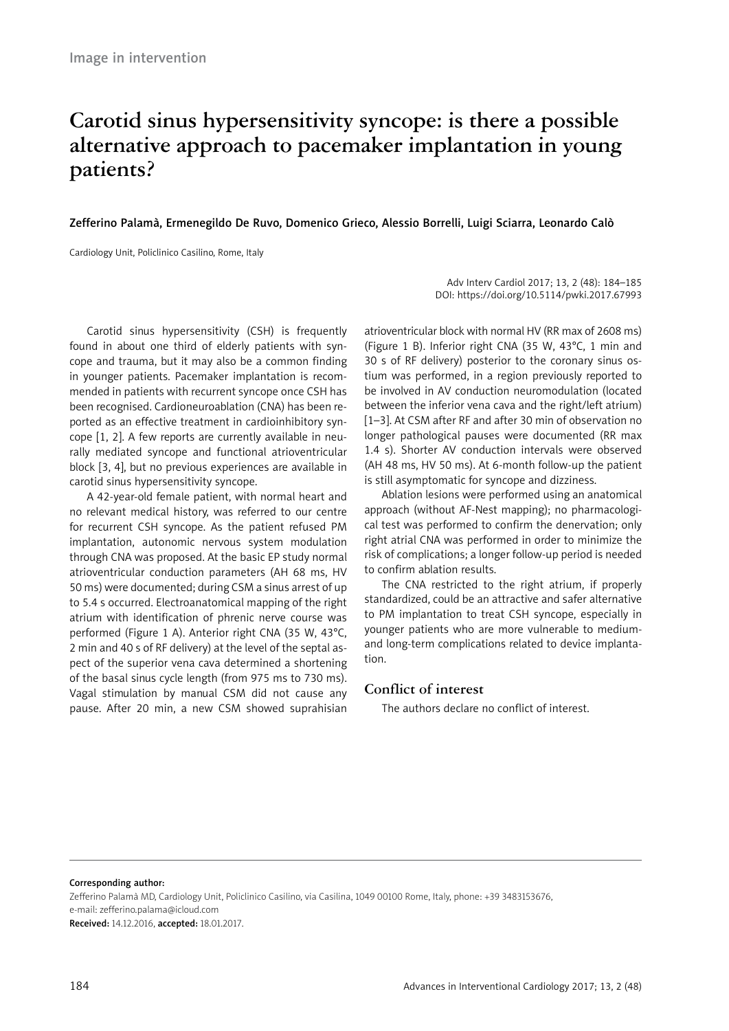Image in intervention

# Carotid sinus hypersensitivity syncope: is there a possible alternative approach to pacemaker implantation in young patients?

Zefferino Palamà, Ermenegildo De Ruvo, Domenico Grieco, Alessio Borrelli, Luigi Sciarra, Leonardo Calò

Cardiology Unit, Policlinico Casilino, Rome, Italy

Adv Interv Cardiol 2017; 13, 2 (48): 184–185
DOI: https://doi.org/10.5114/pwki.2017.67993

Carotid sinus hypersensitivity (CSH) is frequently found in about one third of elderly patients with syncope and trauma, but it may also be a common finding in younger patients. Pacemaker implantation is recommended in patients with recurrent syncope once CSH has been recognised. Cardioneuroablation (CNA) has been reported as an effective treatment in cardioinhibitory syncope [1, 2]. A few reports are currently available in neurally mediated syncope and functional atrioventricular block [3, 4], but no previous experiences are available in carotid sinus hypersensitivity syncope.

A 42-year-old female patient, with normal heart and no relevant medical history, was referred to our centre for recurrent CSH syncope. As the patient refused PM implantation, autonomic nervous system modulation through CNA was proposed. At the basic EP study normal atrioventricular conduction parameters (AH 68 ms, HV 50 ms) were documented; during CSM a sinus arrest of up to 5.4 s occurred. Electroanatomical mapping of the right atrium with identification of phrenic nerve course was performed (Figure 1 A). Anterior right CNA (35 W, 43°C, 2 min and 40 s of RF delivery) at the level of the septal aspect of the superior vena cava determined a shortening of the basal sinus cycle length (from 975 ms to 730 ms). Vagal stimulation by manual CSM did not cause any pause. After 20 min, a new CSM showed suprahisian atrioventricular block with normal HV (RR max of 2608 ms) (Figure 1 B). Inferior right CNA (35 W, 43°C, 1 min and 30 s of RF delivery) posterior to the coronary sinus ostium was performed, in a region previously reported to be involved in AV conduction neuromodulation (located between the inferior vena cava and the right/left atrium) [1–3]. At CSM after RF and after 30 min of observation no longer pathological pauses were documented (RR max 1.4 s). Shorter AV conduction intervals were observed (AH 48 ms, HV 50 ms). At 6-month follow-up the patient is still asymptomatic for syncope and dizziness.

Ablation lesions were performed using an anatomical approach (without AF-Nest mapping); no pharmacological test was performed to confirm the denervation; only right atrial CNA was performed in order to minimize the risk of complications; a longer follow-up period is needed to confirm ablation results.

The CNA restricted to the right atrium, if properly standardized, could be an attractive and safer alternative to PM implantation to treat CSH syncope, especially in younger patients who are more vulnerable to medium- and long-term complications related to device implantation.

## Conflict of interest

The authors declare no conflict of interest.

**Corresponding author:**
Zefferino Palamà MD, Cardiology Unit, Policlinico Casilino, via Casilina, 1049 00100 Rome, Italy, phone: +39 3483153676, e-mail: zefferino.palama@icloud.com
**Received:** 14.12.2016, **accepted:** 18.01.2017.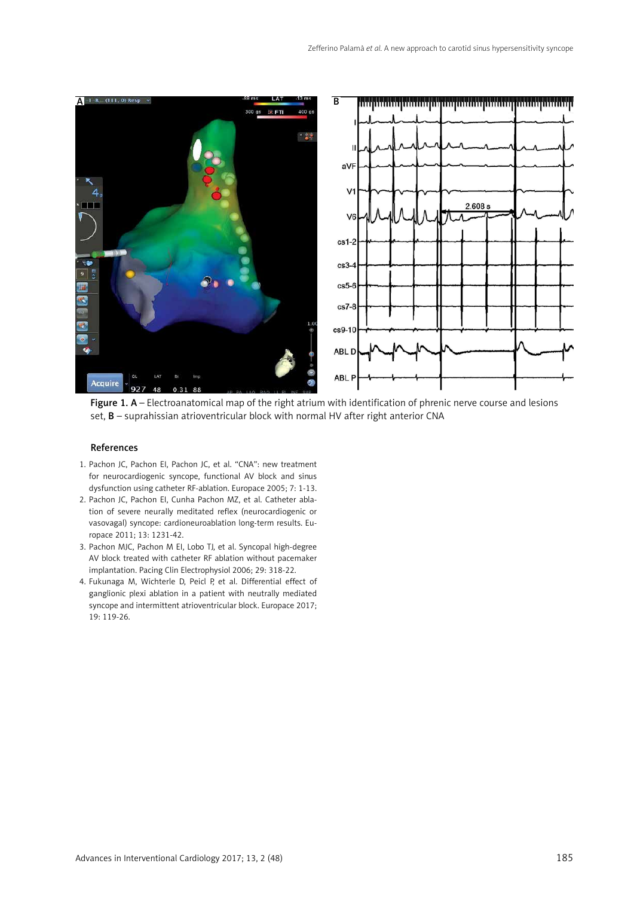A

B

I

II

aVF

V1

V6

2.608 s

cs1-2

cs3-4

cs5-6

cs7-8

cs9-10

ABL D

ABL P

**Figure 1. A** – Electroanatomical map of the right atrium with identification of phrenic nerve course and lesions set, **B** – suprahissian atrioventricular block with normal HV after right anterior CNA

## References

1. Pachon JC, Pachon EI, Pachon JC, et al. "CNA": new treatment for neurocardiogenic syncope, functional AV block and sinus dysfunction using catheter RF-ablation. Europace 2005; 7: 1-13.
2. Pachon JC, Pachon EI, Cunha Pachon MZ, et al. Catheter ablation of severe neurally meditated reflex (neurocardiogenic or vasovagal) syncope: cardioneuroablation long-term results. Europace 2011; 13: 1231-42.
3. Pachon MJC, Pachon M EI, Lobo TJ, et al. Syncopal high-degree AV block treated with catheter RF ablation without pacemaker implantation. Pacing Clin Electrophysiol 2006; 29: 318-22.
4. Fukunaga M, Wichterle D, Peicl P, et al. Differential effect of ganglionic plexi ablation in a patient with neutrally mediated syncope and intermittent atrioventricular block. Europace 2017; 19: 119-26.